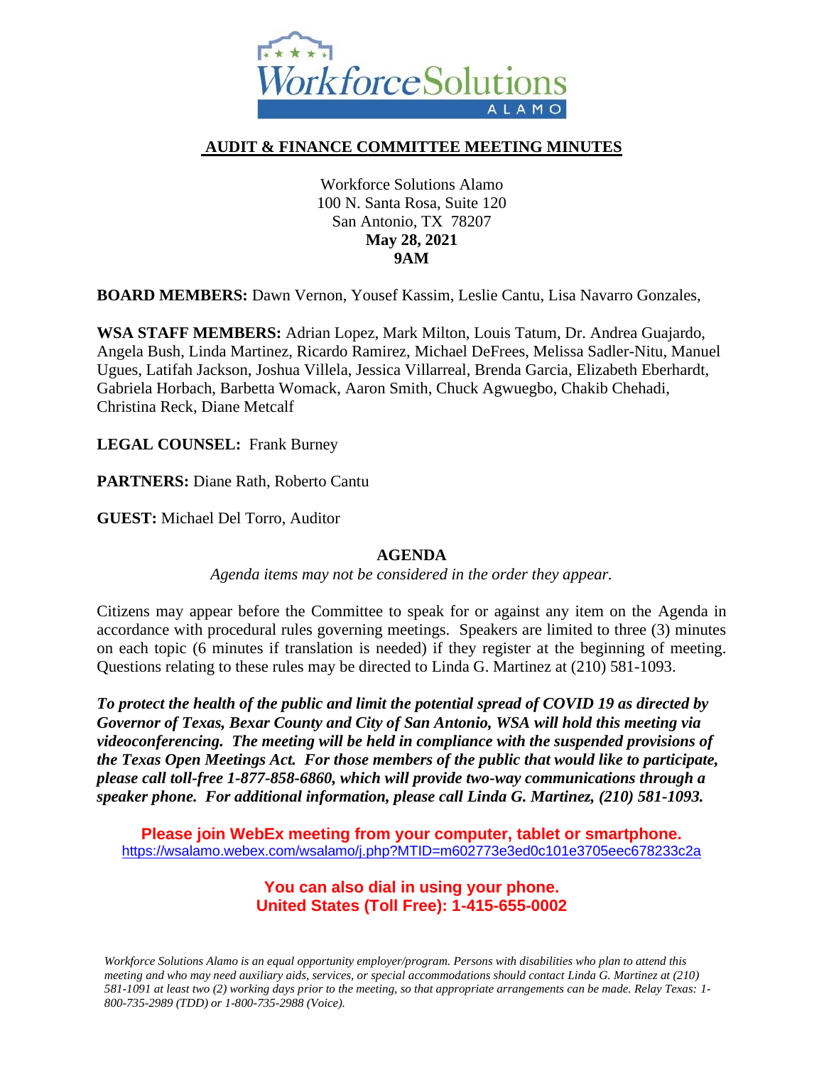Workforce Solutions ALAMO

## AUDIT & FINANCE COMMITTEE MEETING MINUTES

Workforce Solutions Alamo
100 N. Santa Rosa, Suite 120
San Antonio, TX 78207
**May 28, 2021**
**9AM**

**BOARD MEMBERS:** Dawn Vernon, Yousef Kassim, Leslie Cantu, Lisa Navarro Gonzales,

**WSA STAFF MEMBERS:** Adrian Lopez, Mark Milton, Louis Tatum, Dr. Andrea Guajardo, Angela Bush, Linda Martinez, Ricardo Ramirez, Michael DeFrees, Melissa Sadler-Nitu, Manuel Ugues, Latifah Jackson, Joshua Villela, Jessica Villarreal, Brenda Garcia, Elizabeth Eberhardt, Gabriela Horbach, Barbetta Womack, Aaron Smith, Chuck Agwuegbo, Chakib Chehadi, Christina Reck, Diane Metcalf

**LEGAL COUNSEL:** Frank Burney

**PARTNERS:** Diane Rath, Roberto Cantu

**GUEST:** Michael Del Torro, Auditor

### AGENDA

*Agenda items may not be considered in the order they appear.*

Citizens may appear before the Committee to speak for or against any item on the Agenda in accordance with procedural rules governing meetings. Speakers are limited to three (3) minutes on each topic (6 minutes if translation is needed) if they register at the beginning of meeting. Questions relating to these rules may be directed to Linda G. Martinez at (210) 581-1093.

***To protect the health of the public and limit the potential spread of COVID 19 as directed by Governor of Texas, Bexar County and City of San Antonio, WSA will hold this meeting via videoconferencing. The meeting will be held in compliance with the suspended provisions of the Texas Open Meetings Act. For those members of the public that would like to participate, please call toll-free 1-877-858-6860, which will provide two-way communications through a speaker phone. For additional information, please call Linda G. Martinez, (210) 581-1093.***

**Please join WebEx meeting from your computer, tablet or smartphone.**
https://wsalamo.webex.com/wsalamo/j.php?MTID=m602773e3ed0c101e3705eec678233c2a

**You can also dial in using your phone.**
**United States (Toll Free): 1-415-655-0002**

*Workforce Solutions Alamo is an equal opportunity employer/program. Persons with disabilities who plan to attend this meeting and who may need auxiliary aids, services, or special accommodations should contact Linda G. Martinez at (210) 581-1091 at least two (2) working days prior to the meeting, so that appropriate arrangements can be made. Relay Texas: 1-800-735-2989 (TDD) or 1-800-735-2988 (Voice).*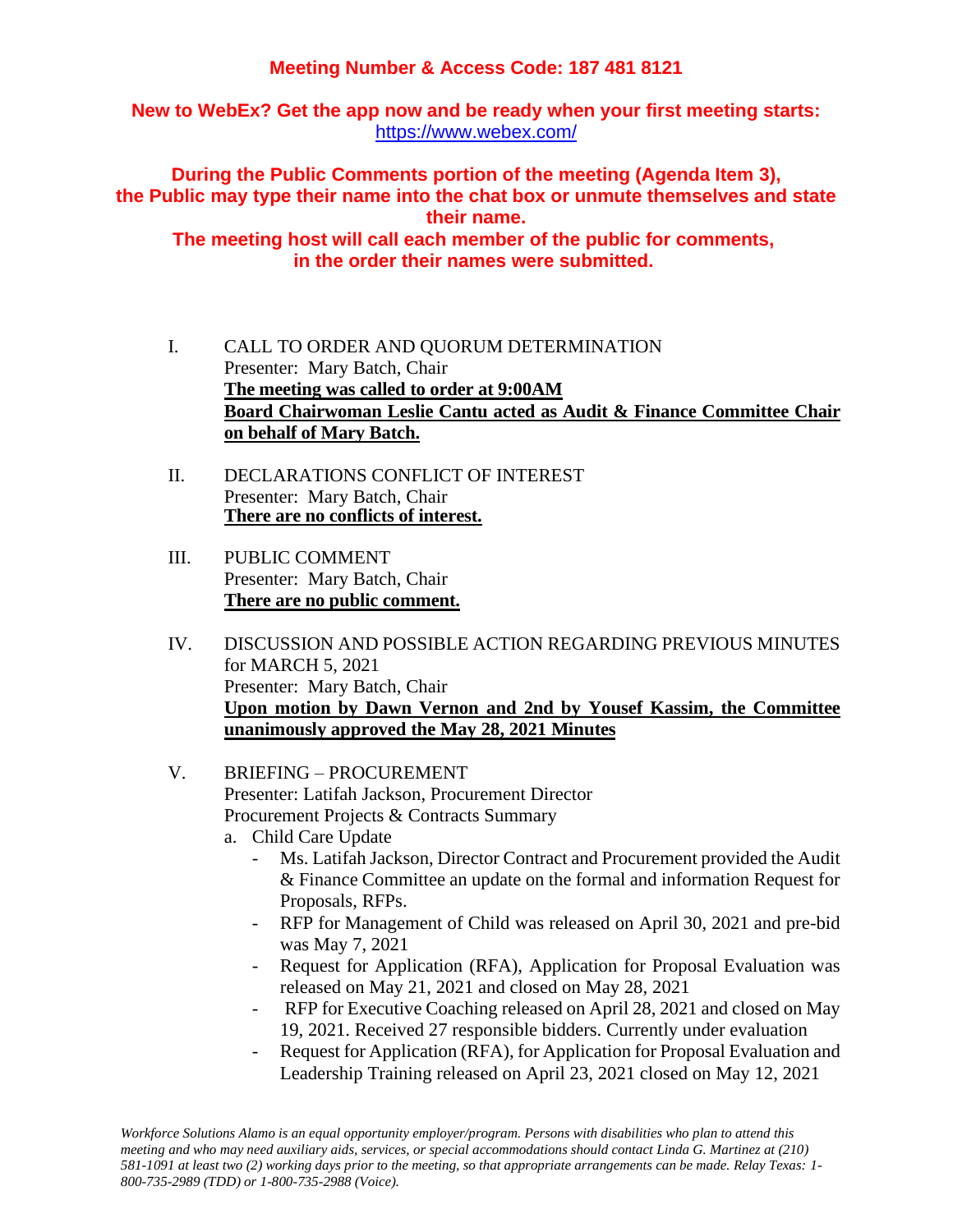**Meeting Number & Access Code: 187 481 8121**

**New to WebEx? Get the app now and be ready when your first meeting starts:**
https://www.webex.com/

**During the Public Comments portion of the meeting (Agenda Item 3), the Public may type their name into the chat box or unmute themselves and state their name.**
**The meeting host will call each member of the public for comments, in the order their names were submitted.**

I. CALL TO ORDER AND QUORUM DETERMINATION
Presenter: Mary Batch, Chair
**The meeting was called to order at 9:00AM**
**Board Chairwoman Leslie Cantu acted as Audit & Finance Committee Chair on behalf of Mary Batch.**

II. DECLARATIONS CONFLICT OF INTEREST
Presenter: Mary Batch, Chair
**There are no conflicts of interest.**

III. PUBLIC COMMENT
Presenter: Mary Batch, Chair
**There are no public comment.**

IV. DISCUSSION AND POSSIBLE ACTION REGARDING PREVIOUS MINUTES for MARCH 5, 2021
Presenter: Mary Batch, Chair
**Upon motion by Dawn Vernon and 2nd by Yousef Kassim, the Committee unanimously approved the May 28, 2021 Minutes**

V. BRIEFING – PROCUREMENT
Presenter: Latifah Jackson, Procurement Director
Procurement Projects & Contracts Summary

a. Child Care Update
   - Ms. Latifah Jackson, Director Contract and Procurement provided the Audit & Finance Committee an update on the formal and information Request for Proposals, RFPs.
   - RFP for Management of Child was released on April 30, 2021 and pre-bid was May 7, 2021
   - Request for Application (RFA), Application for Proposal Evaluation was released on May 21, 2021 and closed on May 28, 2021
   - RFP for Executive Coaching released on April 28, 2021 and closed on May 19, 2021. Received 27 responsible bidders. Currently under evaluation
   - Request for Application (RFA), for Application for Proposal Evaluation and Leadership Training released on April 23, 2021 closed on May 12, 2021

*Workforce Solutions Alamo is an equal opportunity employer/program. Persons with disabilities who plan to attend this meeting and who may need auxiliary aids, services, or special accommodations should contact Linda G. Martinez at (210) 581-1091 at least two (2) working days prior to the meeting, so that appropriate arrangements can be made. Relay Texas: 1-800-735-2989 (TDD) or 1-800-735-2988 (Voice).*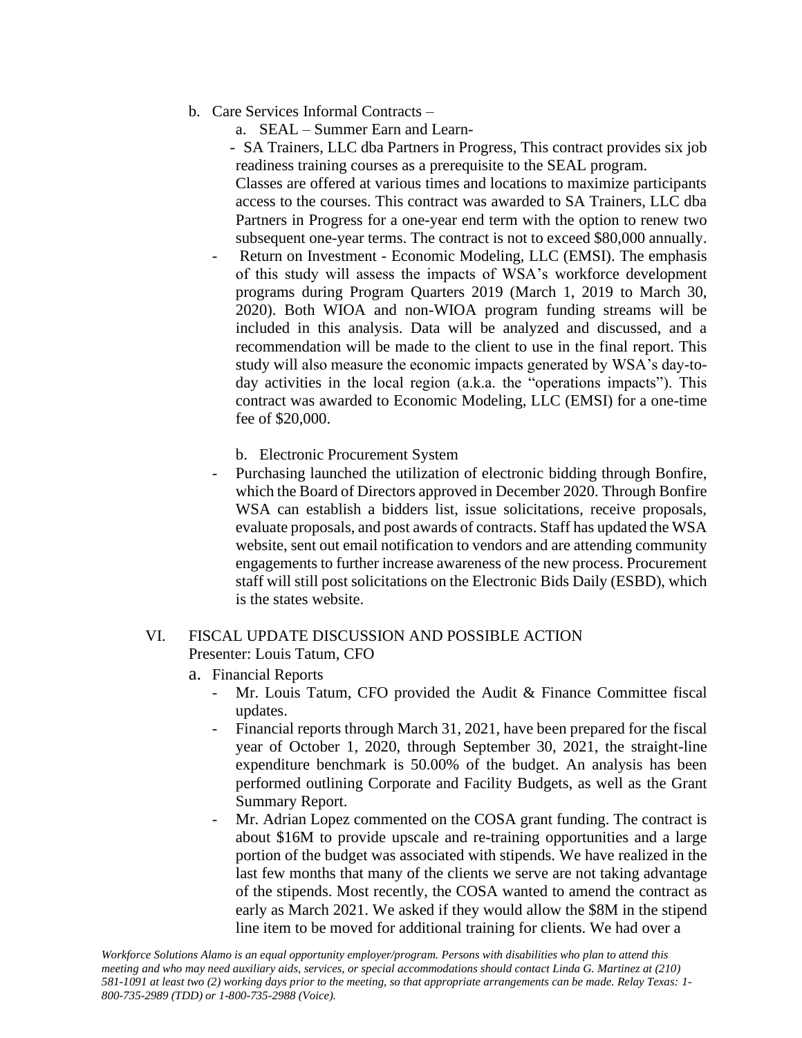b. Care Services Informal Contracts –

   a. SEAL – Summer Earn and Learn-

   - SA Trainers, LLC dba Partners in Progress, This contract provides six job readiness training courses as a prerequisite to the SEAL program. Classes are offered at various times and locations to maximize participants access to the courses. This contract was awarded to SA Trainers, LLC dba Partners in Progress for a one-year end term with the option to renew two subsequent one-year terms. The contract is not to exceed $80,000 annually.
   - Return on Investment - Economic Modeling, LLC (EMSI). The emphasis of this study will assess the impacts of WSA's workforce development programs during Program Quarters 2019 (March 1, 2019 to March 30, 2020). Both WIOA and non-WIOA program funding streams will be included in this analysis. Data will be analyzed and discussed, and a recommendation will be made to the client to use in the final report. This study will also measure the economic impacts generated by WSA's day-to-day activities in the local region (a.k.a. the "operations impacts"). This contract was awarded to Economic Modeling, LLC (EMSI) for a one-time fee of $20,000.

   b. Electronic Procurement System

   - Purchasing launched the utilization of electronic bidding through Bonfire, which the Board of Directors approved in December 2020. Through Bonfire WSA can establish a bidders list, issue solicitations, receive proposals, evaluate proposals, and post awards of contracts. Staff has updated the WSA website, sent out email notification to vendors and are attending community engagements to further increase awareness of the new process. Procurement staff will still post solicitations on the Electronic Bids Daily (ESBD), which is the states website.

## VI. FISCAL UPDATE DISCUSSION AND POSSIBLE ACTION

Presenter: Louis Tatum, CFO

a. Financial Reports

   - Mr. Louis Tatum, CFO provided the Audit & Finance Committee fiscal updates.
   - Financial reports through March 31, 2021, have been prepared for the fiscal year of October 1, 2020, through September 30, 2021, the straight-line expenditure benchmark is 50.00% of the budget. An analysis has been performed outlining Corporate and Facility Budgets, as well as the Grant Summary Report.
   - Mr. Adrian Lopez commented on the COSA grant funding. The contract is about $16M to provide upscale and re-training opportunities and a large portion of the budget was associated with stipends. We have realized in the last few months that many of the clients we serve are not taking advantage of the stipends. Most recently, the COSA wanted to amend the contract as early as March 2021. We asked if they would allow the $8M in the stipend line item to be moved for additional training for clients. We had over a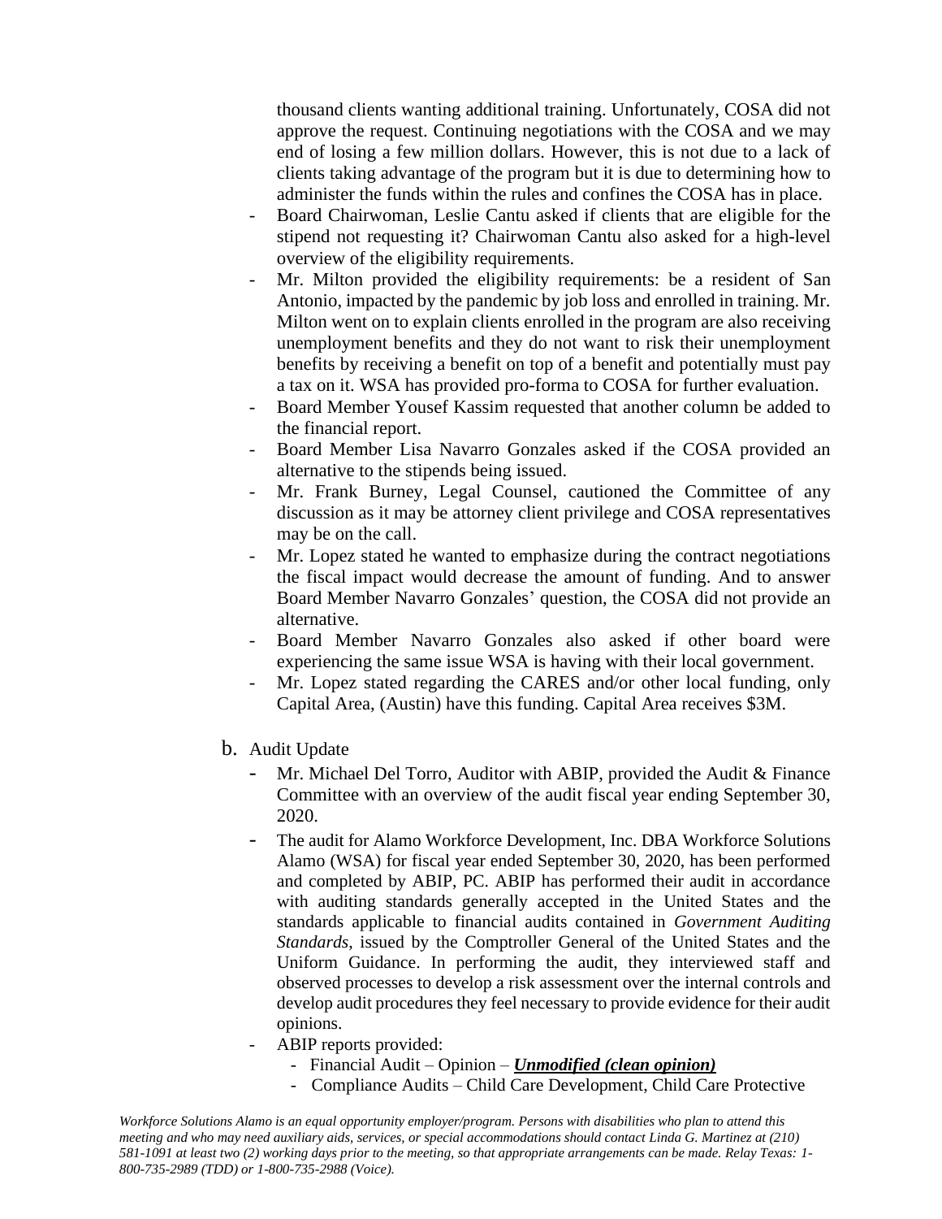thousand clients wanting additional training. Unfortunately, COSA did not approve the request. Continuing negotiations with the COSA and we may end of losing a few million dollars. However, this is not due to a lack of clients taking advantage of the program but it is due to determining how to administer the funds within the rules and confines the COSA has in place.

- Board Chairwoman, Leslie Cantu asked if clients that are eligible for the stipend not requesting it? Chairwoman Cantu also asked for a high-level overview of the eligibility requirements.
- Mr. Milton provided the eligibility requirements: be a resident of San Antonio, impacted by the pandemic by job loss and enrolled in training. Mr. Milton went on to explain clients enrolled in the program are also receiving unemployment benefits and they do not want to risk their unemployment benefits by receiving a benefit on top of a benefit and potentially must pay a tax on it. WSA has provided pro-forma to COSA for further evaluation.
- Board Member Yousef Kassim requested that another column be added to the financial report.
- Board Member Lisa Navarro Gonzales asked if the COSA provided an alternative to the stipends being issued.
- Mr. Frank Burney, Legal Counsel, cautioned the Committee of any discussion as it may be attorney client privilege and COSA representatives may be on the call.
- Mr. Lopez stated he wanted to emphasize during the contract negotiations the fiscal impact would decrease the amount of funding. And to answer Board Member Navarro Gonzales' question, the COSA did not provide an alternative.
- Board Member Navarro Gonzales also asked if other board were experiencing the same issue WSA is having with their local government.
- Mr. Lopez stated regarding the CARES and/or other local funding, only Capital Area, (Austin) have this funding. Capital Area receives $3M.

b. Audit Update

- Mr. Michael Del Torro, Auditor with ABIP, provided the Audit & Finance Committee with an overview of the audit fiscal year ending September 30, 2020.
- The audit for Alamo Workforce Development, Inc. DBA Workforce Solutions Alamo (WSA) for fiscal year ended September 30, 2020, has been performed and completed by ABIP, PC. ABIP has performed their audit in accordance with auditing standards generally accepted in the United States and the standards applicable to financial audits contained in *Government Auditing Standards*, issued by the Comptroller General of the United States and the Uniform Guidance. In performing the audit, they interviewed staff and observed processes to develop a risk assessment over the internal controls and develop audit procedures they feel necessary to provide evidence for their audit opinions.
- ABIP reports provided:
  - Financial Audit – Opinion – ***Unmodified (clean opinion)***
  - Compliance Audits – Child Care Development, Child Care Protective

*Workforce Solutions Alamo is an equal opportunity employer/program. Persons with disabilities who plan to attend this meeting and who may need auxiliary aids, services, or special accommodations should contact Linda G. Martinez at (210) 581-1091 at least two (2) working days prior to the meeting, so that appropriate arrangements can be made. Relay Texas: 1-800-735-2989 (TDD) or 1-800-735-2988 (Voice).*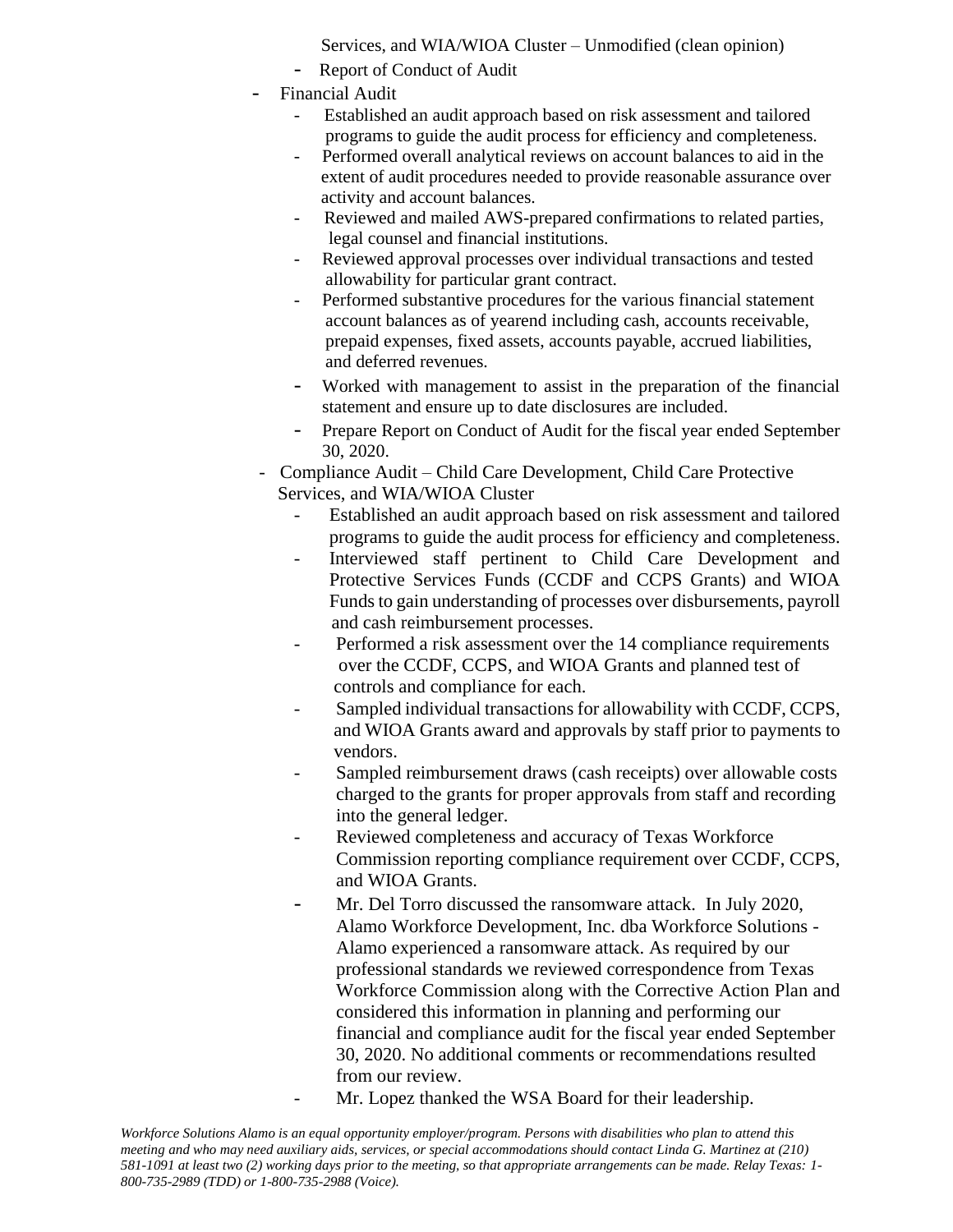Services, and WIA/WIOA Cluster – Unmodified (clean opinion)

  - Report of Conduct of Audit

- Financial Audit
  - Established an audit approach based on risk assessment and tailored programs to guide the audit process for efficiency and completeness.
  - Performed overall analytical reviews on account balances to aid in the extent of audit procedures needed to provide reasonable assurance over activity and account balances.
  - Reviewed and mailed AWS-prepared confirmations to related parties, legal counsel and financial institutions.
  - Reviewed approval processes over individual transactions and tested allowability for particular grant contract.
  - Performed substantive procedures for the various financial statement account balances as of yearend including cash, accounts receivable, prepaid expenses, fixed assets, accounts payable, accrued liabilities, and deferred revenues.
  - Worked with management to assist in the preparation of the financial statement and ensure up to date disclosures are included.
  - Prepare Report on Conduct of Audit for the fiscal year ended September 30, 2020.
- Compliance Audit – Child Care Development, Child Care Protective Services, and WIA/WIOA Cluster
  - Established an audit approach based on risk assessment and tailored programs to guide the audit process for efficiency and completeness.
  - Interviewed staff pertinent to Child Care Development and Protective Services Funds (CCDF and CCPS Grants) and WIOA Funds to gain understanding of processes over disbursements, payroll and cash reimbursement processes.
  - Performed a risk assessment over the 14 compliance requirements over the CCDF, CCPS, and WIOA Grants and planned test of controls and compliance for each.
  - Sampled individual transactions for allowability with CCDF, CCPS, and WIOA Grants award and approvals by staff prior to payments to vendors.
  - Sampled reimbursement draws (cash receipts) over allowable costs charged to the grants for proper approvals from staff and recording into the general ledger.
  - Reviewed completeness and accuracy of Texas Workforce Commission reporting compliance requirement over CCDF, CCPS, and WIOA Grants.
  - Mr. Del Torro discussed the ransomware attack. In July 2020, Alamo Workforce Development, Inc. dba Workforce Solutions - Alamo experienced a ransomware attack. As required by our professional standards we reviewed correspondence from Texas Workforce Commission along with the Corrective Action Plan and considered this information in planning and performing our financial and compliance audit for the fiscal year ended September 30, 2020. No additional comments or recommendations resulted from our review.
  - Mr. Lopez thanked the WSA Board for their leadership.

*Workforce Solutions Alamo is an equal opportunity employer/program. Persons with disabilities who plan to attend this meeting and who may need auxiliary aids, services, or special accommodations should contact Linda G. Martinez at (210) 581-1091 at least two (2) working days prior to the meeting, so that appropriate arrangements can be made. Relay Texas: 1-800-735-2989 (TDD) or 1-800-735-2988 (Voice).*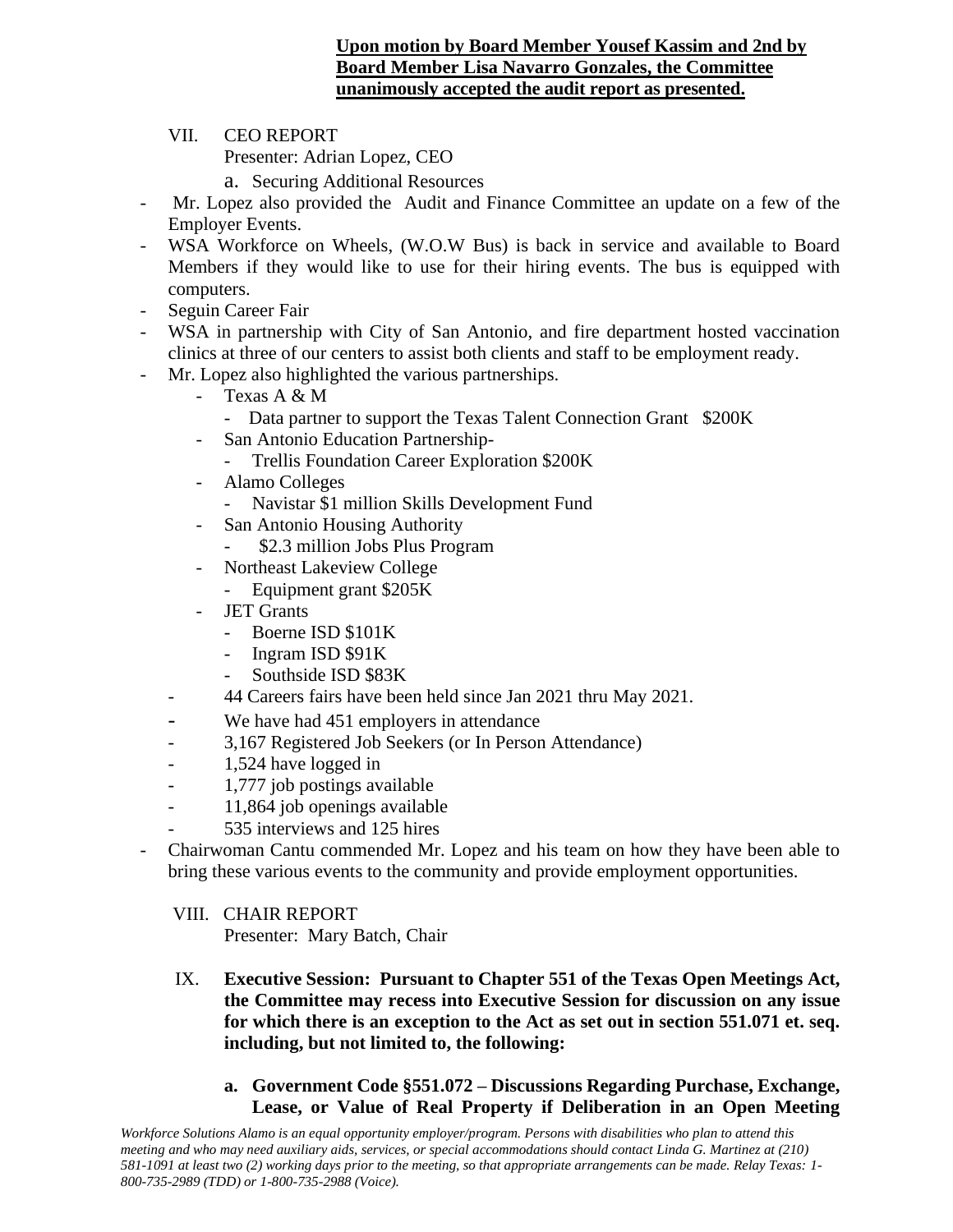**Upon motion by Board Member Yousef Kassim and 2nd by Board Member Lisa Navarro Gonzales, the Committee unanimously accepted the audit report as presented.**

VII. CEO REPORT

Presenter: Adrian Lopez, CEO

a. Securing Additional Resources

- Mr. Lopez also provided the Audit and Finance Committee an update on a few of the Employer Events.
- WSA Workforce on Wheels, (W.O.W Bus) is back in service and available to Board Members if they would like to use for their hiring events. The bus is equipped with computers.
- Seguin Career Fair
- WSA in partnership with City of San Antonio, and fire department hosted vaccination clinics at three of our centers to assist both clients and staff to be employment ready.
- Mr. Lopez also highlighted the various partnerships.
  - Texas A & M
    - Data partner to support the Texas Talent Connection Grant $200K
  - San Antonio Education Partnership-
    - Trellis Foundation Career Exploration $200K
  - Alamo Colleges
    - Navistar $1 million Skills Development Fund
  - San Antonio Housing Authority
    - $2.3 million Jobs Plus Program
  - Northeast Lakeview College
    - Equipment grant $205K
  - JET Grants
    - Boerne ISD $101K
    - Ingram ISD $91K
    - Southside ISD $83K
  - 44 Careers fairs have been held since Jan 2021 thru May 2021.
  - We have had 451 employers in attendance
  - 3,167 Registered Job Seekers (or In Person Attendance)
  - 1,524 have logged in
  - 1,777 job postings available
  - 11,864 job openings available
  - 535 interviews and 125 hires
- Chairwoman Cantu commended Mr. Lopez and his team on how they have been able to bring these various events to the community and provide employment opportunities.

VIII. CHAIR REPORT

Presenter: Mary Batch, Chair

IX. **Executive Session: Pursuant to Chapter 551 of the Texas Open Meetings Act, the Committee may recess into Executive Session for discussion on any issue for which there is an exception to the Act as set out in section 551.071 et. seq. including, but not limited to, the following:**

a. **Government Code §551.072 – Discussions Regarding Purchase, Exchange, Lease, or Value of Real Property if Deliberation in an Open Meeting**

*Workforce Solutions Alamo is an equal opportunity employer/program. Persons with disabilities who plan to attend this meeting and who may need auxiliary aids, services, or special accommodations should contact Linda G. Martinez at (210) 581-1091 at least two (2) working days prior to the meeting, so that appropriate arrangements can be made. Relay Texas: 1-800-735-2989 (TDD) or 1-800-735-2988 (Voice).*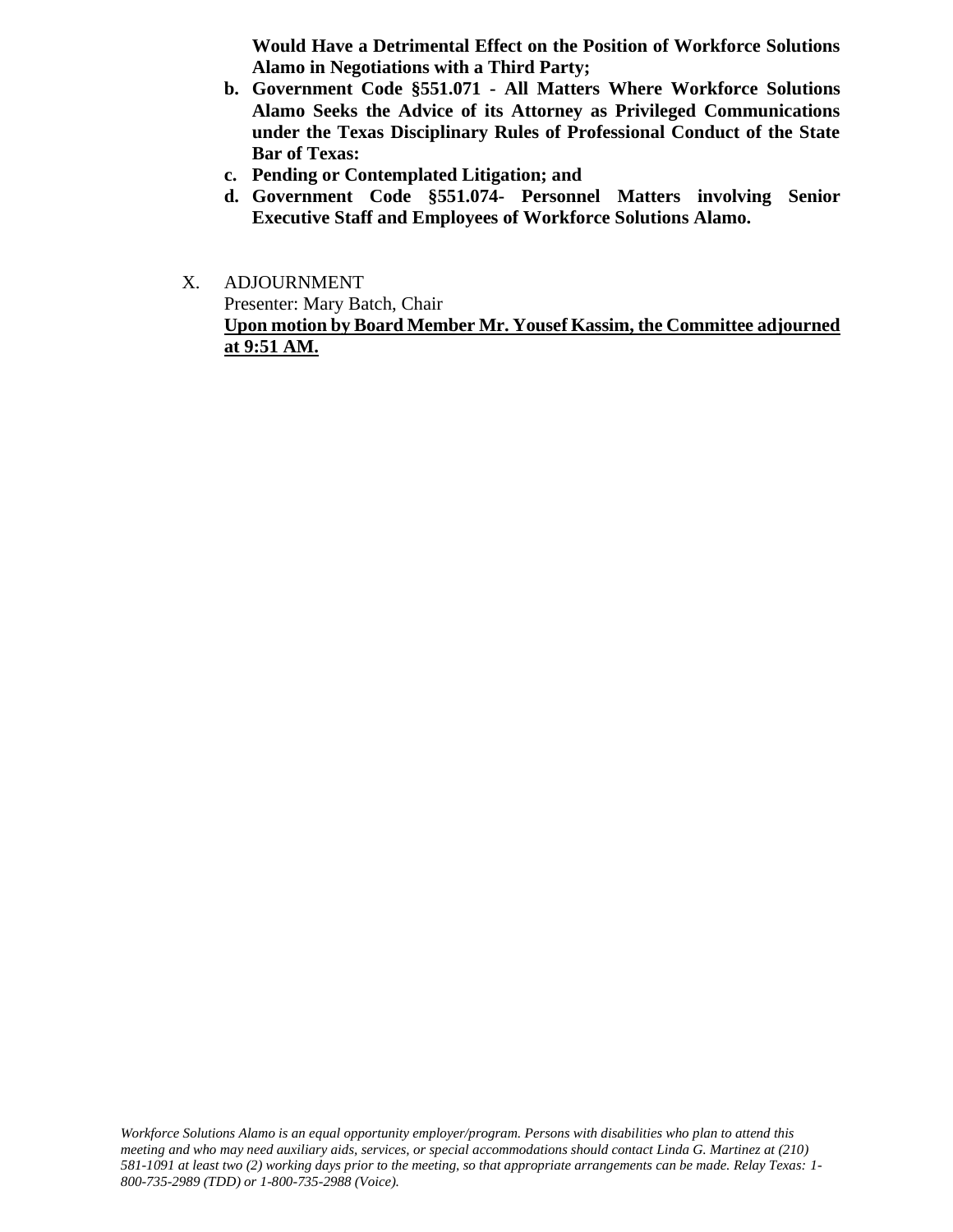**Would Have a Detrimental Effect on the Position of Workforce Solutions Alamo in Negotiations with a Third Party;**

b. **Government Code §551.071 - All Matters Where Workforce Solutions Alamo Seeks the Advice of its Attorney as Privileged Communications under the Texas Disciplinary Rules of Professional Conduct of the State Bar of Texas:**
c. **Pending or Contemplated Litigation; and**
d. **Government Code §551.074- Personnel Matters involving Senior Executive Staff and Employees of Workforce Solutions Alamo.**

X. ADJOURNMENT
Presenter: Mary Batch, Chair
<u>**Upon motion by Board Member Mr. Yousef Kassim, the Committee adjourned at 9:51 AM.**</u>

*Workforce Solutions Alamo is an equal opportunity employer/program. Persons with disabilities who plan to attend this meeting and who may need auxiliary aids, services, or special accommodations should contact Linda G. Martinez at (210) 581-1091 at least two (2) working days prior to the meeting, so that appropriate arrangements can be made. Relay Texas: 1-800-735-2989 (TDD) or 1-800-735-2988 (Voice).*